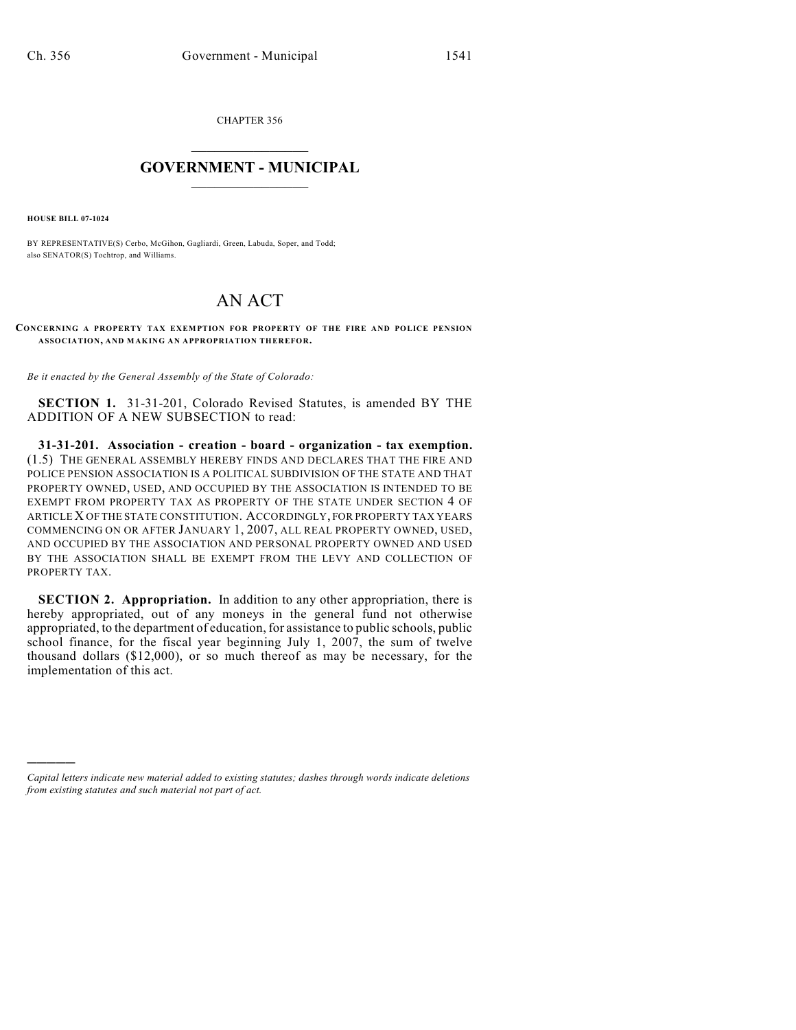CHAPTER 356

# GOVERNMENT - MUNICIPAL

**HOUSE BILL 07-1024**

BY REPRESENTATIVE(S) Cerbo, McGihon, Gagliardi, Green, Labuda, Soper, and Todd; also SENATOR(S) Tochtrop, and Williams.

# AN ACT

**CONCERNING A PROPERTY TAX EXEMPTION FOR PROPERTY OF THE FIRE AND POLICE PENSION ASSOCIATION, AND MAKING AN APPROPRIATION THEREFOR.**

*Be it enacted by the General Assembly of the State of Colorado:*

**SECTION 1.** 31-31-201, Colorado Revised Statutes, is amended BY THE ADDITION OF A NEW SUBSECTION to read:

**31-31-201. Association - creation - board - organization - tax exemption.** (1.5) THE GENERAL ASSEMBLY HEREBY FINDS AND DECLARES THAT THE FIRE AND POLICE PENSION ASSOCIATION IS A POLITICAL SUBDIVISION OF THE STATE AND THAT PROPERTY OWNED, USED, AND OCCUPIED BY THE ASSOCIATION IS INTENDED TO BE EXEMPT FROM PROPERTY TAX AS PROPERTY OF THE STATE UNDER SECTION 4 OF ARTICLE X OF THE STATE CONSTITUTION. ACCORDINGLY, FOR PROPERTY TAX YEARS COMMENCING ON OR AFTER JANUARY 1, 2007, ALL REAL PROPERTY OWNED, USED, AND OCCUPIED BY THE ASSOCIATION AND PERSONAL PROPERTY OWNED AND USED BY THE ASSOCIATION SHALL BE EXEMPT FROM THE LEVY AND COLLECTION OF PROPERTY TAX.

**SECTION 2. Appropriation.** In addition to any other appropriation, there is hereby appropriated, out of any moneys in the general fund not otherwise appropriated, to the department of education, for assistance to public schools, public school finance, for the fiscal year beginning July 1, 2007, the sum of twelve thousand dollars ($12,000), or so much thereof as may be necessary, for the implementation of this act.

*Capital letters indicate new material added to existing statutes; dashes through words indicate deletions from existing statutes and such material not part of act.*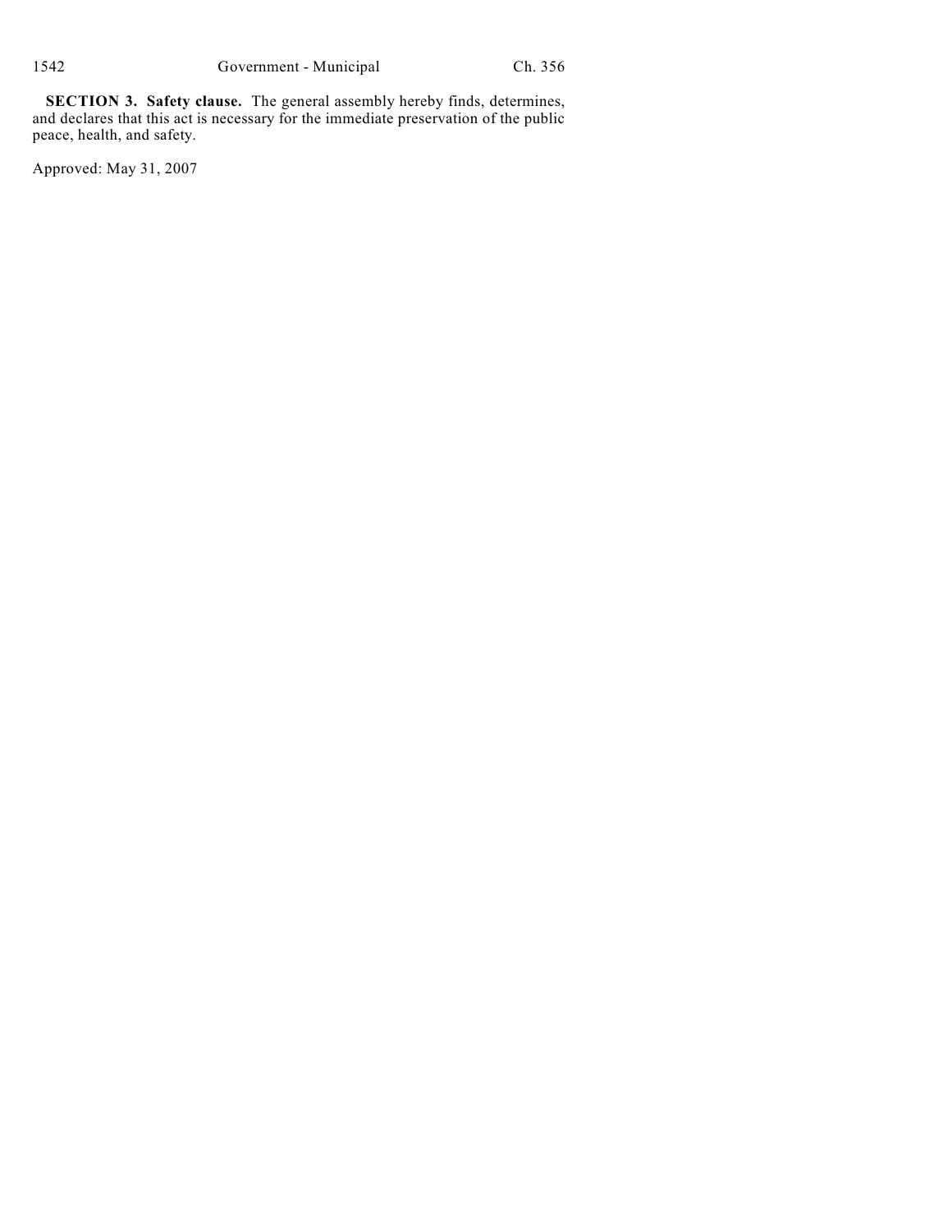**SECTION 3. Safety clause.** The general assembly hereby finds, determines, and declares that this act is necessary for the immediate preservation of the public peace, health, and safety.

Approved: May 31, 2007